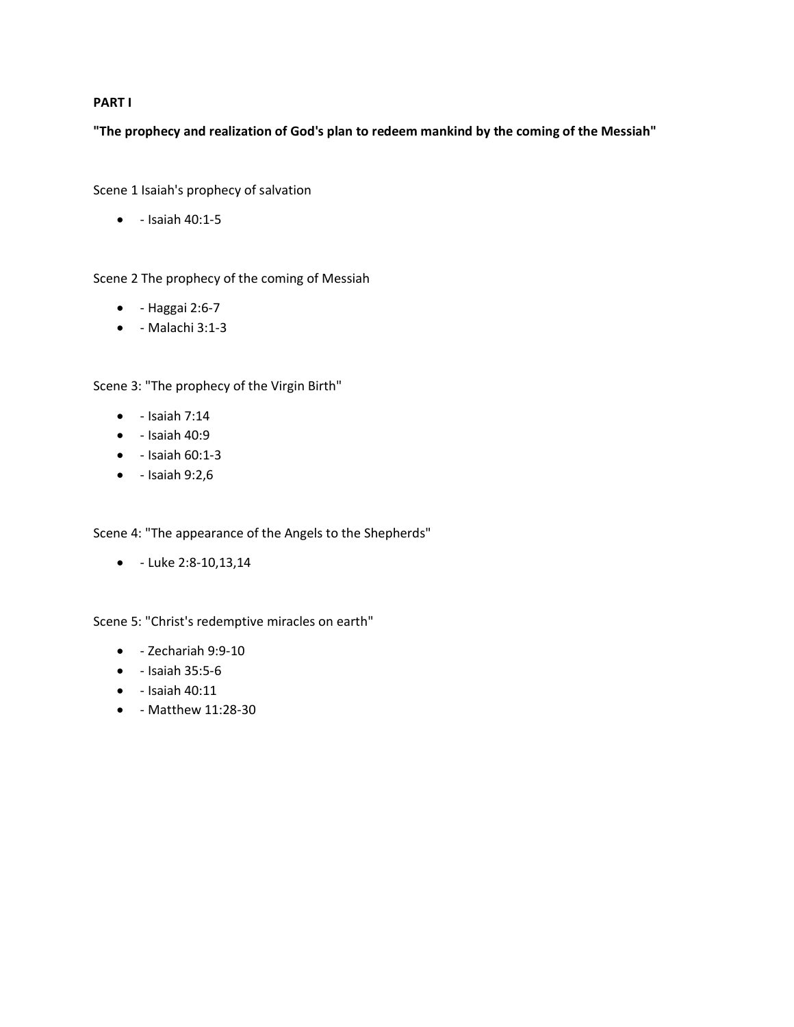**PART I**

**"The prophecy and realization of God's plan to redeem mankind by the coming of the Messiah"**

Scene 1 Isaiah's prophecy of salvation

- - Isaiah 40:1-5

Scene 2 The prophecy of the coming of Messiah

- - Haggai 2:6-7
- - Malachi 3:1-3

Scene 3: "The prophecy of the Virgin Birth"

- - Isaiah 7:14
- - Isaiah 40:9
- - Isaiah 60:1-3
- - Isaiah 9:2,6

Scene 4: "The appearance of the Angels to the Shepherds"

- - Luke 2:8-10,13,14

Scene 5: "Christ's redemptive miracles on earth"

- - Zechariah 9:9-10
- - Isaiah 35:5-6
- - Isaiah 40:11
- - Matthew 11:28-30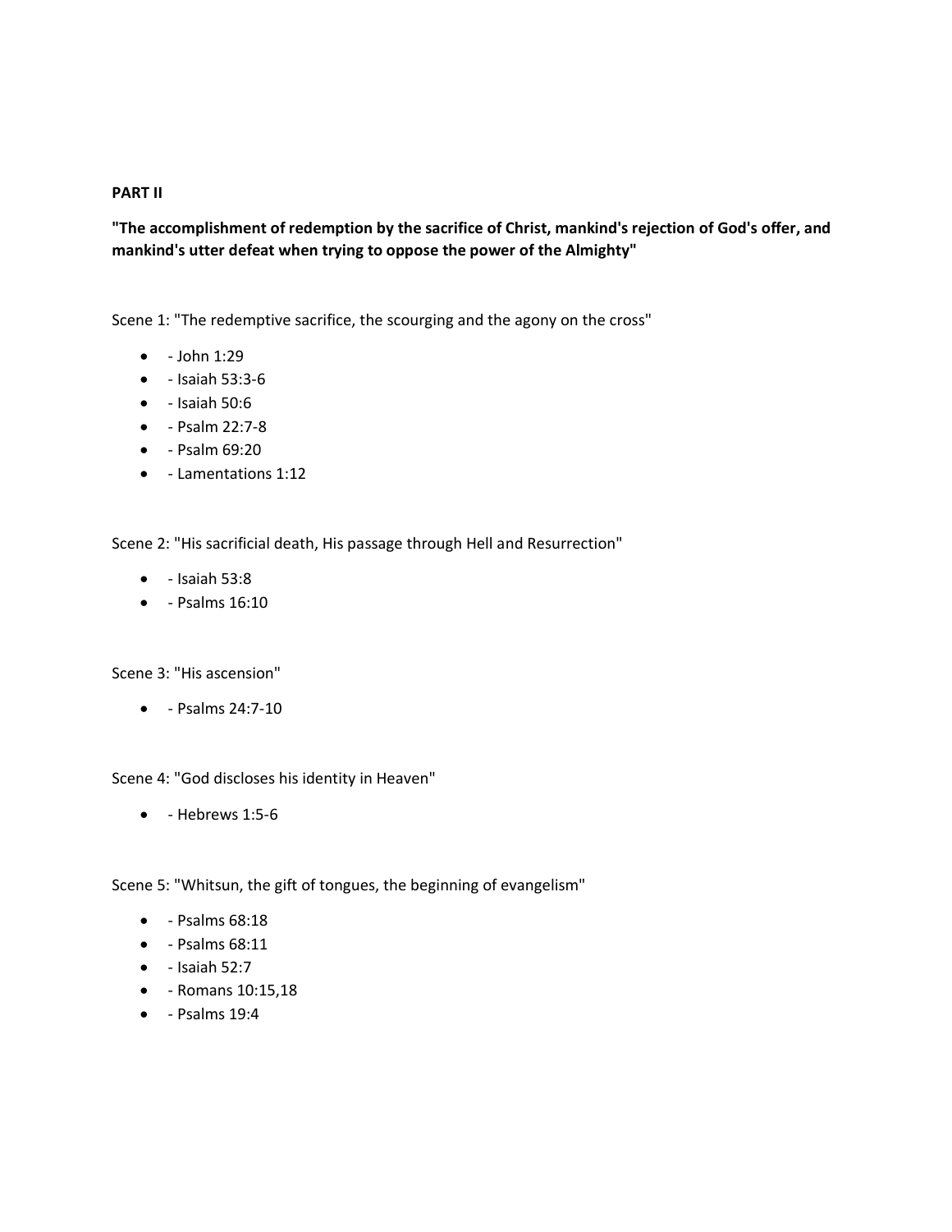**PART II**

**"The accomplishment of redemption by the sacrifice of Christ, mankind's rejection of God's offer, and mankind's utter defeat when trying to oppose the power of the Almighty"**

Scene 1: "The redemptive sacrifice, the scourging and the agony on the cross"

- - John 1:29
- - Isaiah 53:3-6
- - Isaiah 50:6
- - Psalm 22:7-8
- - Psalm 69:20
- - Lamentations 1:12

Scene 2: "His sacrificial death, His passage through Hell and Resurrection"

- - Isaiah 53:8
- - Psalms 16:10

Scene 3: "His ascension"

- - Psalms 24:7-10

Scene 4: "God discloses his identity in Heaven"

- - Hebrews 1:5-6

Scene 5: "Whitsun, the gift of tongues, the beginning of evangelism"

- - Psalms 68:18
- - Psalms 68:11
- - Isaiah 52:7
- - Romans 10:15,18
- - Psalms 19:4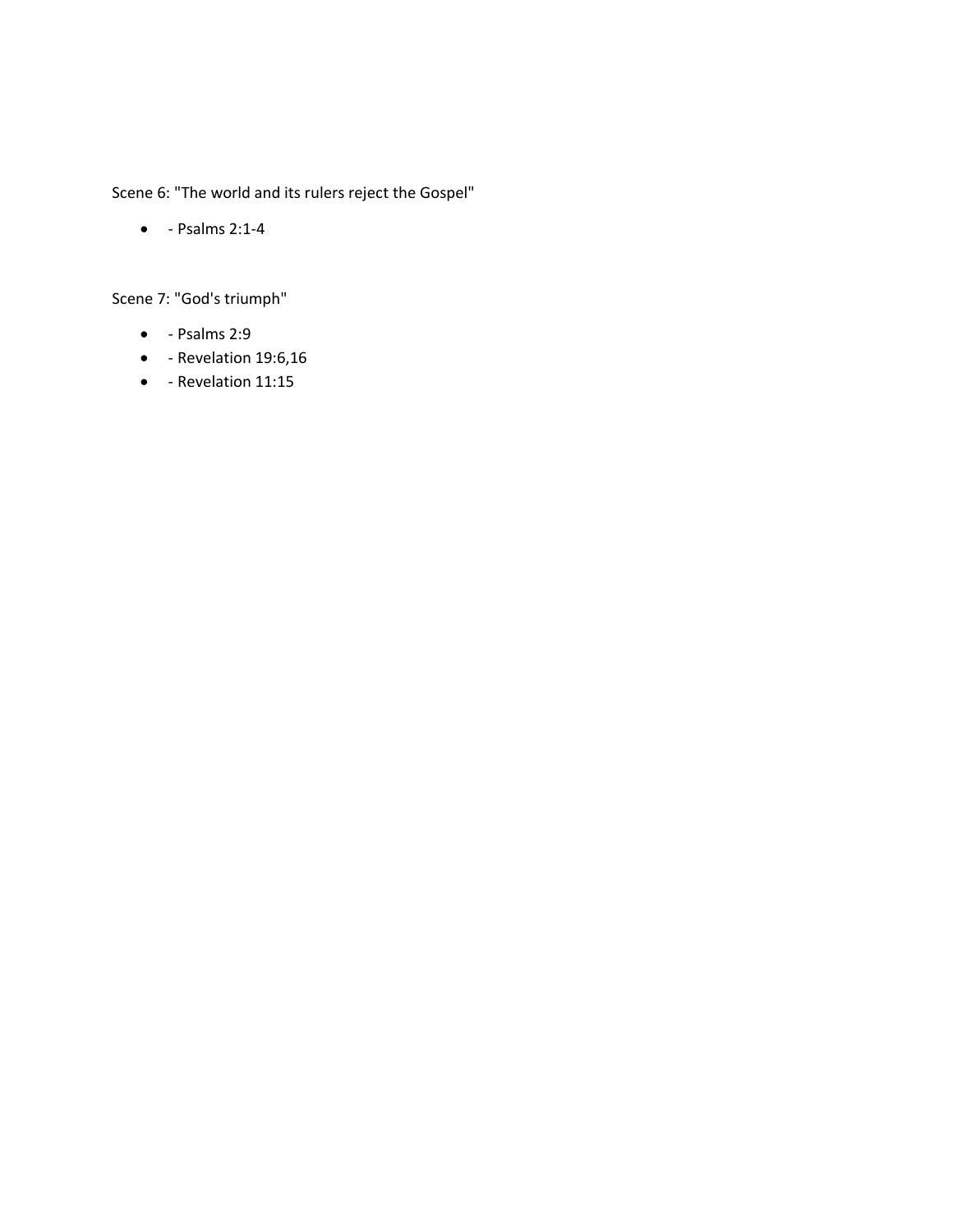Scene 6: "The world and its rulers reject the Gospel"

- - Psalms 2:1-4

Scene 7: "God's triumph"

- - Psalms 2:9
- - Revelation 19:6,16
- - Revelation 11:15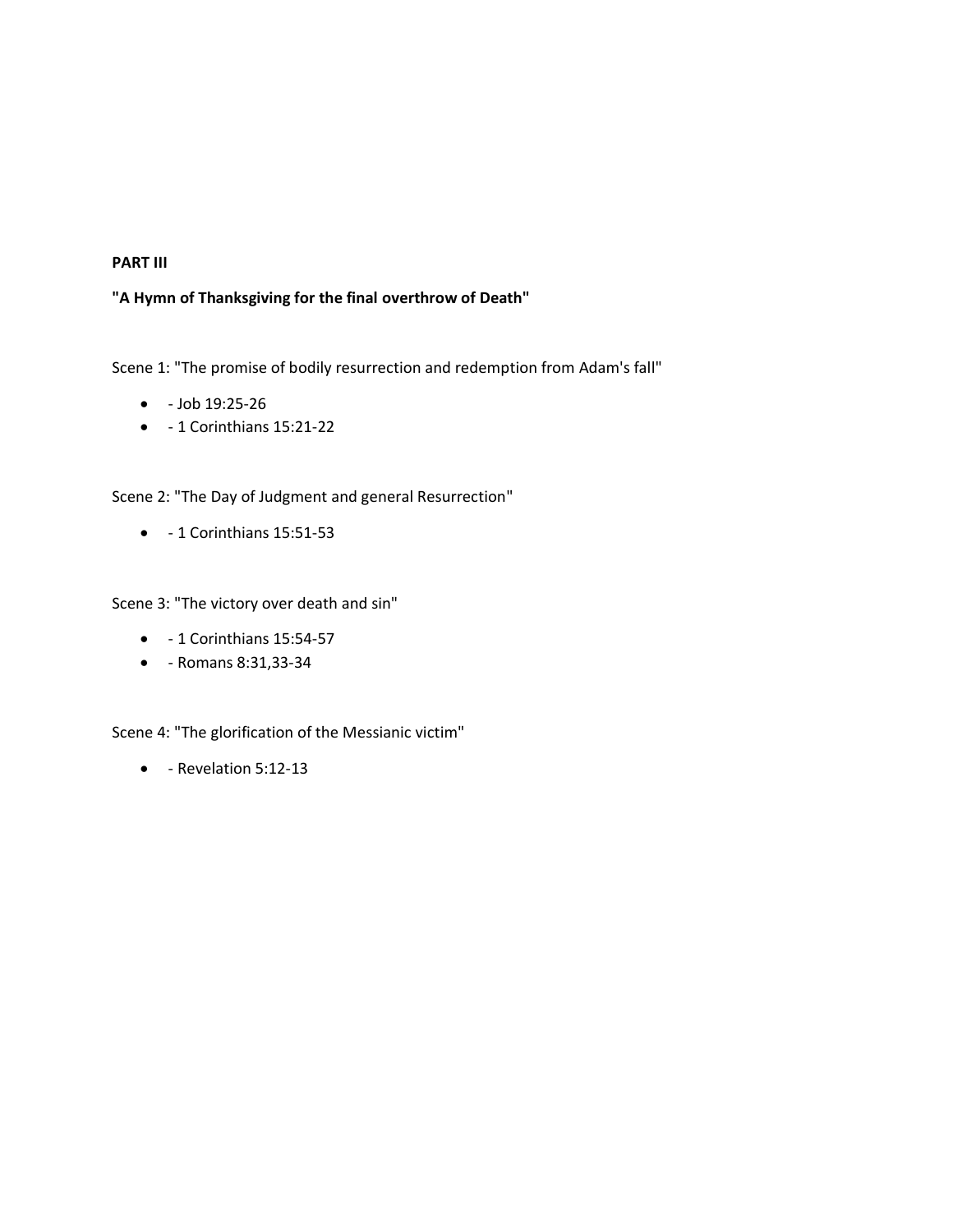**PART III**

**"A Hymn of Thanksgiving for the final overthrow of Death"**

Scene 1: "The promise of bodily resurrection and redemption from Adam's fall"

- - Job 19:25-26
- - 1 Corinthians 15:21-22

Scene 2: "The Day of Judgment and general Resurrection"

- - 1 Corinthians 15:51-53

Scene 3: "The victory over death and sin"

- - 1 Corinthians 15:54-57
- - Romans 8:31,33-34

Scene 4: "The glorification of the Messianic victim"

- - Revelation 5:12-13